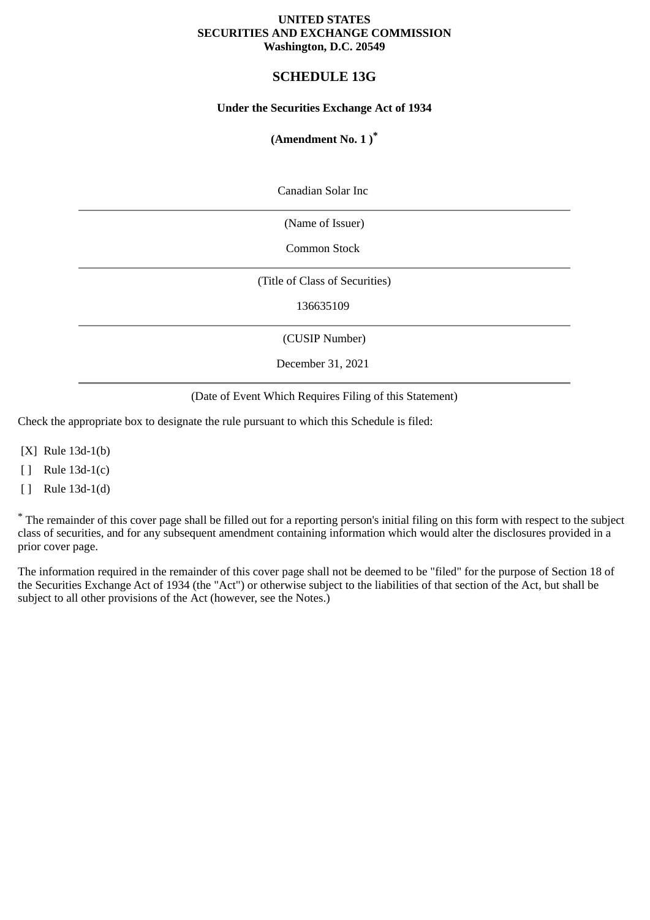**UNITED STATES**
**SECURITIES AND EXCHANGE COMMISSION**
**Washington, D.C. 20549**

# SCHEDULE 13G

**Under the Securities Exchange Act of 1934**

**(Amendment No. 1 )***

Canadian Solar Inc

(Name of Issuer)

Common Stock

(Title of Class of Securities)

136635109

(CUSIP Number)

December 31, 2021

(Date of Event Which Requires Filing of this Statement)

Check the appropriate box to designate the rule pursuant to which this Schedule is filed:

[X] Rule 13d-1(b)

[ ] Rule 13d-1(c)

[ ] Rule 13d-1(d)

* The remainder of this cover page shall be filled out for a reporting person's initial filing on this form with respect to the subject class of securities, and for any subsequent amendment containing information which would alter the disclosures provided in a prior cover page.

The information required in the remainder of this cover page shall not be deemed to be "filed" for the purpose of Section 18 of the Securities Exchange Act of 1934 (the "Act") or otherwise subject to the liabilities of that section of the Act, but shall be subject to all other provisions of the Act (however, see the Notes.)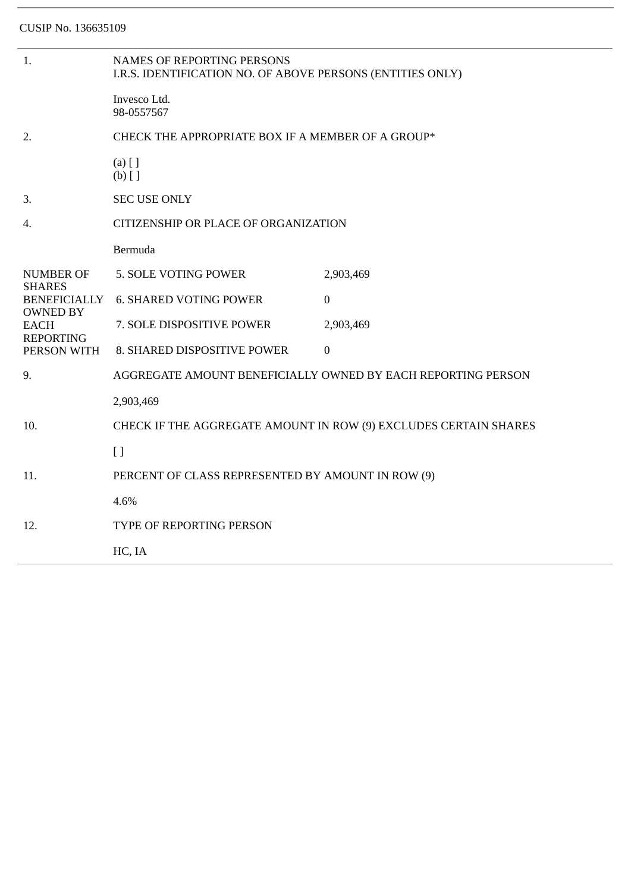CUSIP No. 136635109

| | |
|---|---|
| 1. | NAMES OF REPORTING PERSONS<br>I.R.S. IDENTIFICATION NO. OF ABOVE PERSONS (ENTITIES ONLY)<br><br>Invesco Ltd.<br>98-0557567 |
| 2. | CHECK THE APPROPRIATE BOX IF A MEMBER OF A GROUP*<br><br>(a) [ ]<br>(b) [ ] |
| 3. | SEC USE ONLY |
| 4. | CITIZENSHIP OR PLACE OF ORGANIZATION<br><br>Bermuda |

| NUMBER OF SHARES BENEFICIALLY OWNED BY EACH REPORTING PERSON WITH | | |
|---|---|---|
| | 5. SOLE VOTING POWER | 2,903,469 |
| | 6. SHARED VOTING POWER | 0 |
| | 7. SOLE DISPOSITIVE POWER | 2,903,469 |
| | 8. SHARED DISPOSITIVE POWER | 0 |

| | |
|---|---|
| 9. | AGGREGATE AMOUNT BENEFICIALLY OWNED BY EACH REPORTING PERSON<br><br>2,903,469 |
| 10. | CHECK IF THE AGGREGATE AMOUNT IN ROW (9) EXCLUDES CERTAIN SHARES<br><br>[ ] |
| 11. | PERCENT OF CLASS REPRESENTED BY AMOUNT IN ROW (9)<br><br>4.6% |
| 12. | TYPE OF REPORTING PERSON<br><br>HC, IA |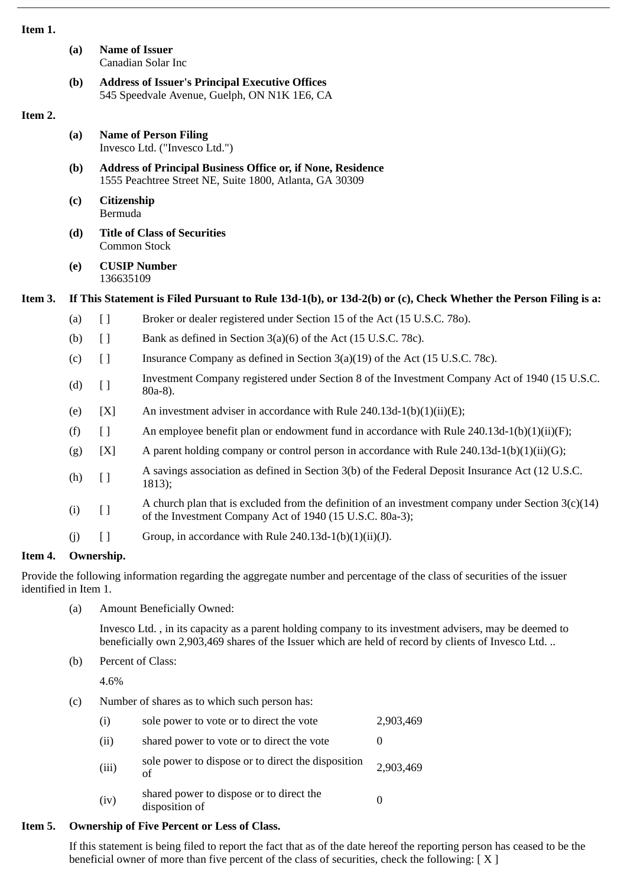**Item 1.**

**(a) Name of Issuer**
Canadian Solar Inc

**(b) Address of Issuer's Principal Executive Offices**
545 Speedvale Avenue, Guelph, ON N1K 1E6, CA

**Item 2.**

**(a) Name of Person Filing**
Invesco Ltd. ("Invesco Ltd.")

**(b) Address of Principal Business Office or, if None, Residence**
1555 Peachtree Street NE, Suite 1800, Atlanta, GA 30309

**(c) Citizenship**
Bermuda

**(d) Title of Class of Securities**
Common Stock

**(e) CUSIP Number**
136635109

**Item 3. If This Statement is Filed Pursuant to Rule 13d-1(b), or 13d-2(b) or (c), Check Whether the Person Filing is a:**

| | | |
|---|---|---|
| (a) | [ ] | Broker or dealer registered under Section 15 of the Act (15 U.S.C. 78o). |
| (b) | [ ] | Bank as defined in Section 3(a)(6) of the Act (15 U.S.C. 78c). |
| (c) | [ ] | Insurance Company as defined in Section 3(a)(19) of the Act (15 U.S.C. 78c). |
| (d) | [ ] | Investment Company registered under Section 8 of the Investment Company Act of 1940 (15 U.S.C. 80a-8). |
| (e) | [X] | An investment adviser in accordance with Rule 240.13d-1(b)(1)(ii)(E); |
| (f) | [ ] | An employee benefit plan or endowment fund in accordance with Rule 240.13d-1(b)(1)(ii)(F); |
| (g) | [X] | A parent holding company or control person in accordance with Rule 240.13d-1(b)(1)(ii)(G); |
| (h) | [ ] | A savings association as defined in Section 3(b) of the Federal Deposit Insurance Act (12 U.S.C. 1813); |
| (i) | [ ] | A church plan that is excluded from the definition of an investment company under Section 3(c)(14) of the Investment Company Act of 1940 (15 U.S.C. 80a-3); |
| (j) | [ ] | Group, in accordance with Rule 240.13d-1(b)(1)(ii)(J). |

**Item 4. Ownership.**

Provide the following information regarding the aggregate number and percentage of the class of securities of the issuer identified in Item 1.

(a) Amount Beneficially Owned:

Invesco Ltd. , in its capacity as a parent holding company to its investment advisers, may be deemed to beneficially own 2,903,469 shares of the Issuer which are held of record by clients of Invesco Ltd. ..

(b) Percent of Class:

4.6%

(c) Number of shares as to which such person has:

| | | |
|---|---|---|
| (i) | sole power to vote or to direct the vote | 2,903,469 |
| (ii) | shared power to vote or to direct the vote | 0 |
| (iii) | sole power to dispose or to direct the disposition of | 2,903,469 |
| (iv) | shared power to dispose or to direct the disposition of | 0 |

**Item 5. Ownership of Five Percent or Less of Class.**

If this statement is being filed to report the fact that as of the date hereof the reporting person has ceased to be the beneficial owner of more than five percent of the class of securities, check the following: [ X ]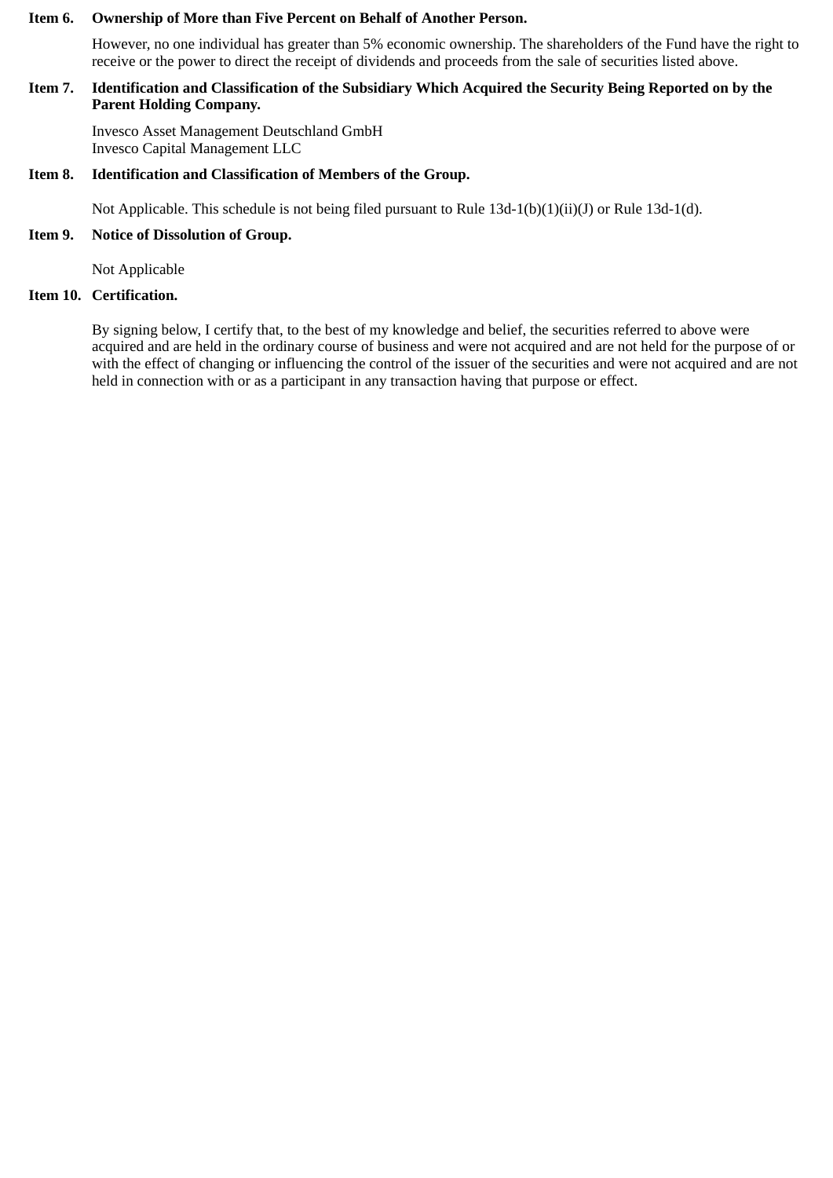**Item 6. Ownership of More than Five Percent on Behalf of Another Person.**

However, no one individual has greater than 5% economic ownership. The shareholders of the Fund have the right to receive or the power to direct the receipt of dividends and proceeds from the sale of securities listed above.

**Item 7. Identification and Classification of the Subsidiary Which Acquired the Security Being Reported on by the Parent Holding Company.**

Invesco Asset Management Deutschland GmbH
Invesco Capital Management LLC

**Item 8. Identification and Classification of Members of the Group.**

Not Applicable. This schedule is not being filed pursuant to Rule 13d-1(b)(1)(ii)(J) or Rule 13d-1(d).

**Item 9. Notice of Dissolution of Group.**

Not Applicable

**Item 10. Certification.**

By signing below, I certify that, to the best of my knowledge and belief, the securities referred to above were acquired and are held in the ordinary course of business and were not acquired and are not held for the purpose of or with the effect of changing or influencing the control of the issuer of the securities and were not acquired and are not held in connection with or as a participant in any transaction having that purpose or effect.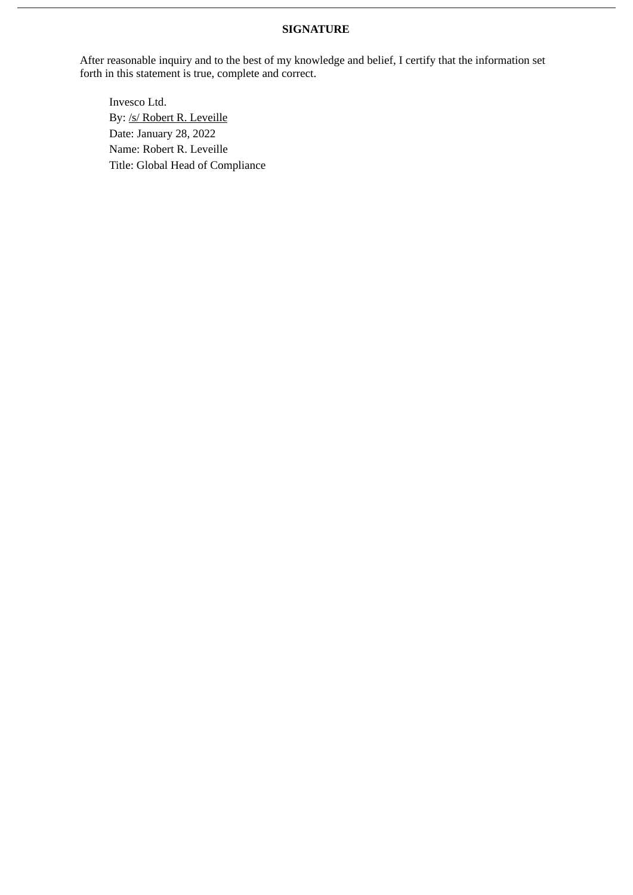**SIGNATURE**

After reasonable inquiry and to the best of my knowledge and belief, I certify that the information set forth in this statement is true, complete and correct.

Invesco Ltd.
By: /s/ Robert R. Leveille
Date: January 28, 2022
Name: Robert R. Leveille
Title: Global Head of Compliance